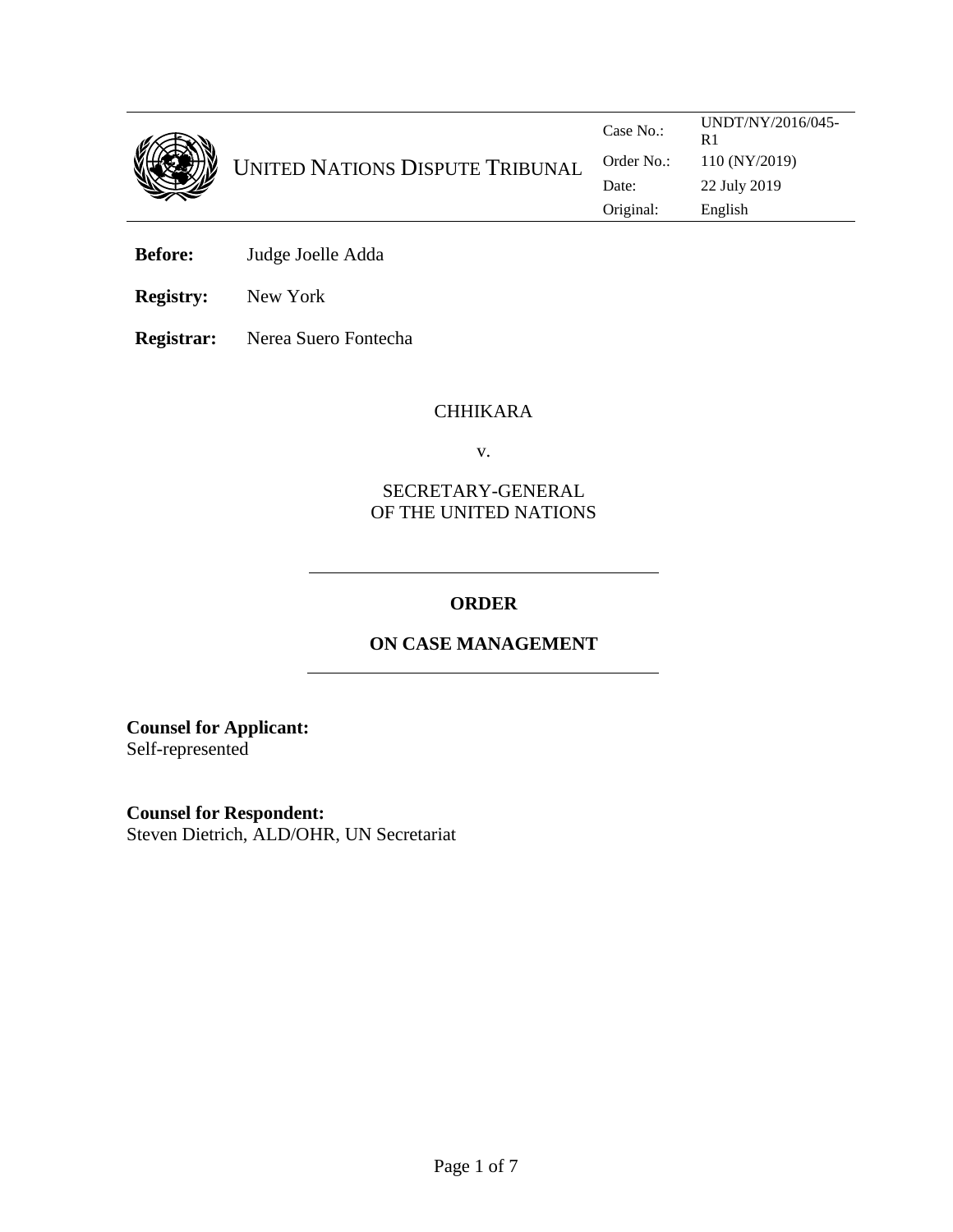UNITED NATIONS DISPUTE TRIBUNAL

| | |
|---|---|
| Case No.: | UNDT/NY/2016/045-R1 |
| Order No.: | 110 (NY/2019) |
| Date: | 22 July 2019 |
| Original: | English |

**Before:** Judge Joelle Adda

**Registry:** New York

**Registrar:** Nerea Suero Fontecha

CHHIKARA

v.

SECRETARY-GENERAL
OF THE UNITED NATIONS

**ORDER**

**ON CASE MANAGEMENT**

**Counsel for Applicant:**
Self-represented

**Counsel for Respondent:**
Steven Dietrich, ALD/OHR, UN Secretariat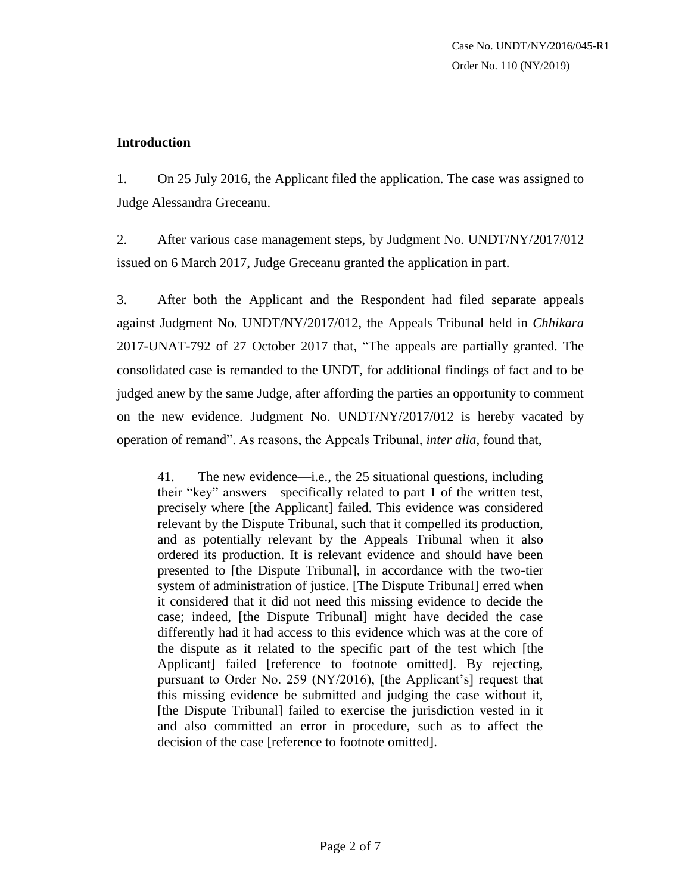## Introduction

1. On 25 July 2016, the Applicant filed the application. The case was assigned to Judge Alessandra Greceanu.

2. After various case management steps, by Judgment No. UNDT/NY/2017/012 issued on 6 March 2017, Judge Greceanu granted the application in part.

3. After both the Applicant and the Respondent had filed separate appeals against Judgment No. UNDT/NY/2017/012, the Appeals Tribunal held in *Chhikara* 2017-UNAT-792 of 27 October 2017 that, "The appeals are partially granted. The consolidated case is remanded to the UNDT, for additional findings of fact and to be judged anew by the same Judge, after affording the parties an opportunity to comment on the new evidence. Judgment No. UNDT/NY/2017/012 is hereby vacated by operation of remand". As reasons, the Appeals Tribunal, *inter alia*, found that,

> 41. The new evidence—i.e., the 25 situational questions, including their "key" answers—specifically related to part 1 of the written test, precisely where [the Applicant] failed. This evidence was considered relevant by the Dispute Tribunal, such that it compelled its production, and as potentially relevant by the Appeals Tribunal when it also ordered its production. It is relevant evidence and should have been presented to [the Dispute Tribunal], in accordance with the two-tier system of administration of justice. [The Dispute Tribunal] erred when it considered that it did not need this missing evidence to decide the case; indeed, [the Dispute Tribunal] might have decided the case differently had it had access to this evidence which was at the core of the dispute as it related to the specific part of the test which [the Applicant] failed [reference to footnote omitted]. By rejecting, pursuant to Order No. 259 (NY/2016), [the Applicant's] request that this missing evidence be submitted and judging the case without it, [the Dispute Tribunal] failed to exercise the jurisdiction vested in it and also committed an error in procedure, such as to affect the decision of the case [reference to footnote omitted].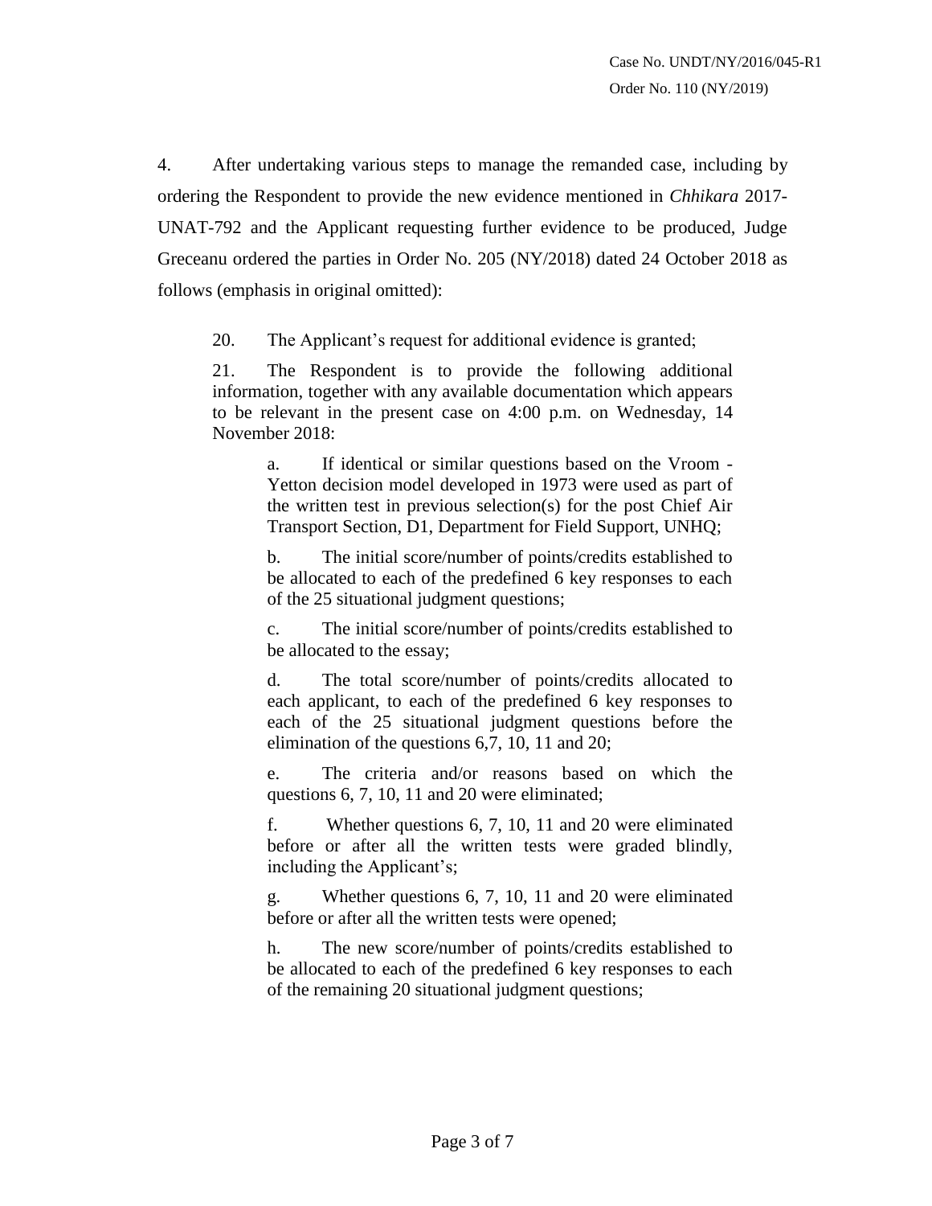4. After undertaking various steps to manage the remanded case, including by ordering the Respondent to provide the new evidence mentioned in *Chhikara* 2017-UNAT-792 and the Applicant requesting further evidence to be produced, Judge Greceanu ordered the parties in Order No. 205 (NY/2018) dated 24 October 2018 as follows (emphasis in original omitted):

> 20. The Applicant's request for additional evidence is granted;
>
> 21. The Respondent is to provide the following additional information, together with any available documentation which appears to be relevant in the present case on 4:00 p.m. on Wednesday, 14 November 2018:
>
> > a. If identical or similar questions based on the Vroom - Yetton decision model developed in 1973 were used as part of the written test in previous selection(s) for the post Chief Air Transport Section, D1, Department for Field Support, UNHQ;
> >
> > b. The initial score/number of points/credits established to be allocated to each of the predefined 6 key responses to each of the 25 situational judgment questions;
> >
> > c. The initial score/number of points/credits established to be allocated to the essay;
> >
> > d. The total score/number of points/credits allocated to each applicant, to each of the predefined 6 key responses to each of the 25 situational judgment questions before the elimination of the questions 6,7, 10, 11 and 20;
> >
> > e. The criteria and/or reasons based on which the questions 6, 7, 10, 11 and 20 were eliminated;
> >
> > f. Whether questions 6, 7, 10, 11 and 20 were eliminated before or after all the written tests were graded blindly, including the Applicant's;
> >
> > g. Whether questions 6, 7, 10, 11 and 20 were eliminated before or after all the written tests were opened;
> >
> > h. The new score/number of points/credits established to be allocated to each of the predefined 6 key responses to each of the remaining 20 situational judgment questions;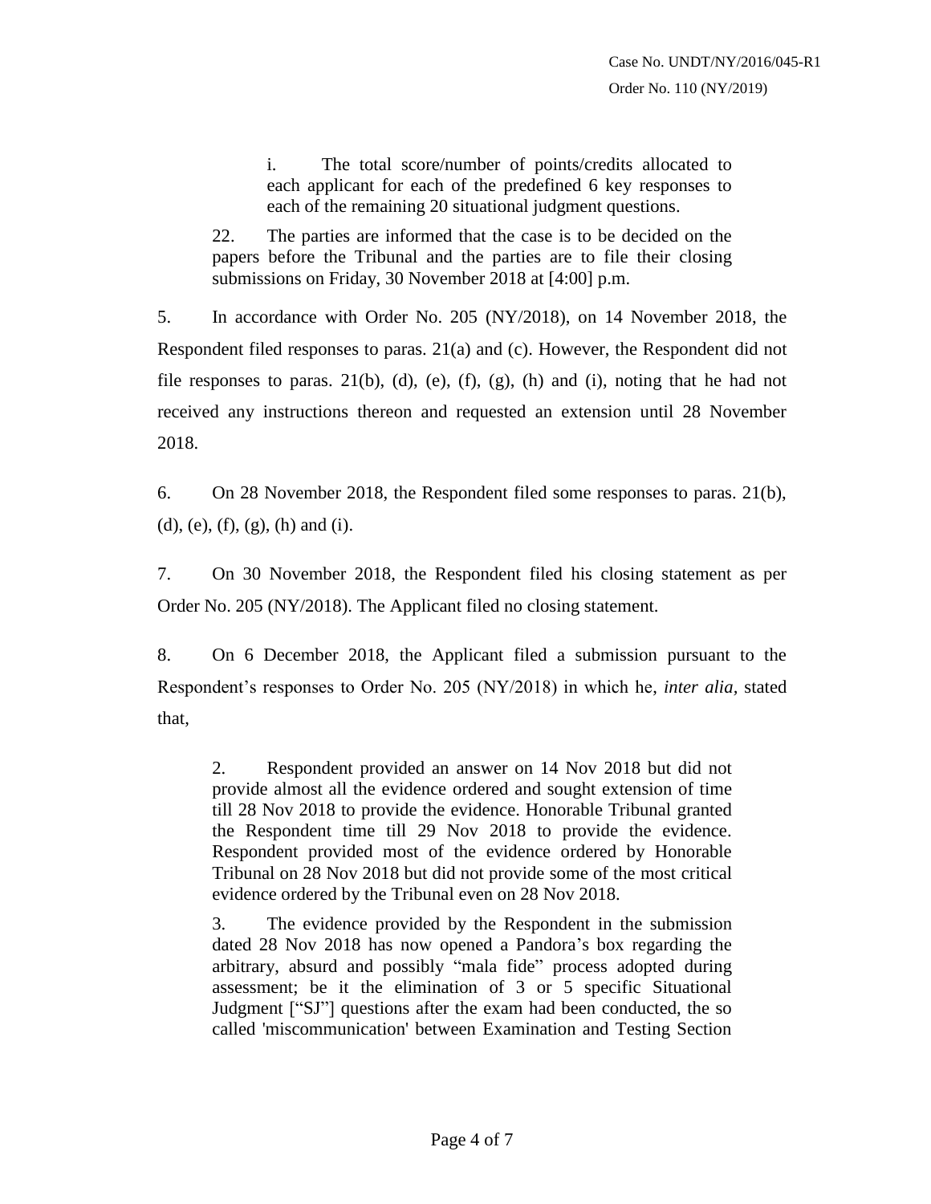> i. The total score/number of points/credits allocated to each applicant for each of the predefined 6 key responses to each of the remaining 20 situational judgment questions.
>
> 22. The parties are informed that the case is to be decided on the papers before the Tribunal and the parties are to file their closing submissions on Friday, 30 November 2018 at [4:00] p.m.

5. In accordance with Order No. 205 (NY/2018), on 14 November 2018, the Respondent filed responses to paras. 21(a) and (c). However, the Respondent did not file responses to paras. 21(b), (d), (e), (f), (g), (h) and (i), noting that he had not received any instructions thereon and requested an extension until 28 November 2018.

6. On 28 November 2018, the Respondent filed some responses to paras. 21(b), (d), (e), (f), (g), (h) and (i).

7. On 30 November 2018, the Respondent filed his closing statement as per Order No. 205 (NY/2018). The Applicant filed no closing statement.

8. On 6 December 2018, the Applicant filed a submission pursuant to the Respondent's responses to Order No. 205 (NY/2018) in which he, *inter alia*, stated that,

> 2. Respondent provided an answer on 14 Nov 2018 but did not provide almost all the evidence ordered and sought extension of time till 28 Nov 2018 to provide the evidence. Honorable Tribunal granted the Respondent time till 29 Nov 2018 to provide the evidence. Respondent provided most of the evidence ordered by Honorable Tribunal on 28 Nov 2018 but did not provide some of the most critical evidence ordered by the Tribunal even on 28 Nov 2018.
>
> 3. The evidence provided by the Respondent in the submission dated 28 Nov 2018 has now opened a Pandora's box regarding the arbitrary, absurd and possibly "mala fide" process adopted during assessment; be it the elimination of 3 or 5 specific Situational Judgment ["SJ"] questions after the exam had been conducted, the so called 'miscommunication' between Examination and Testing Section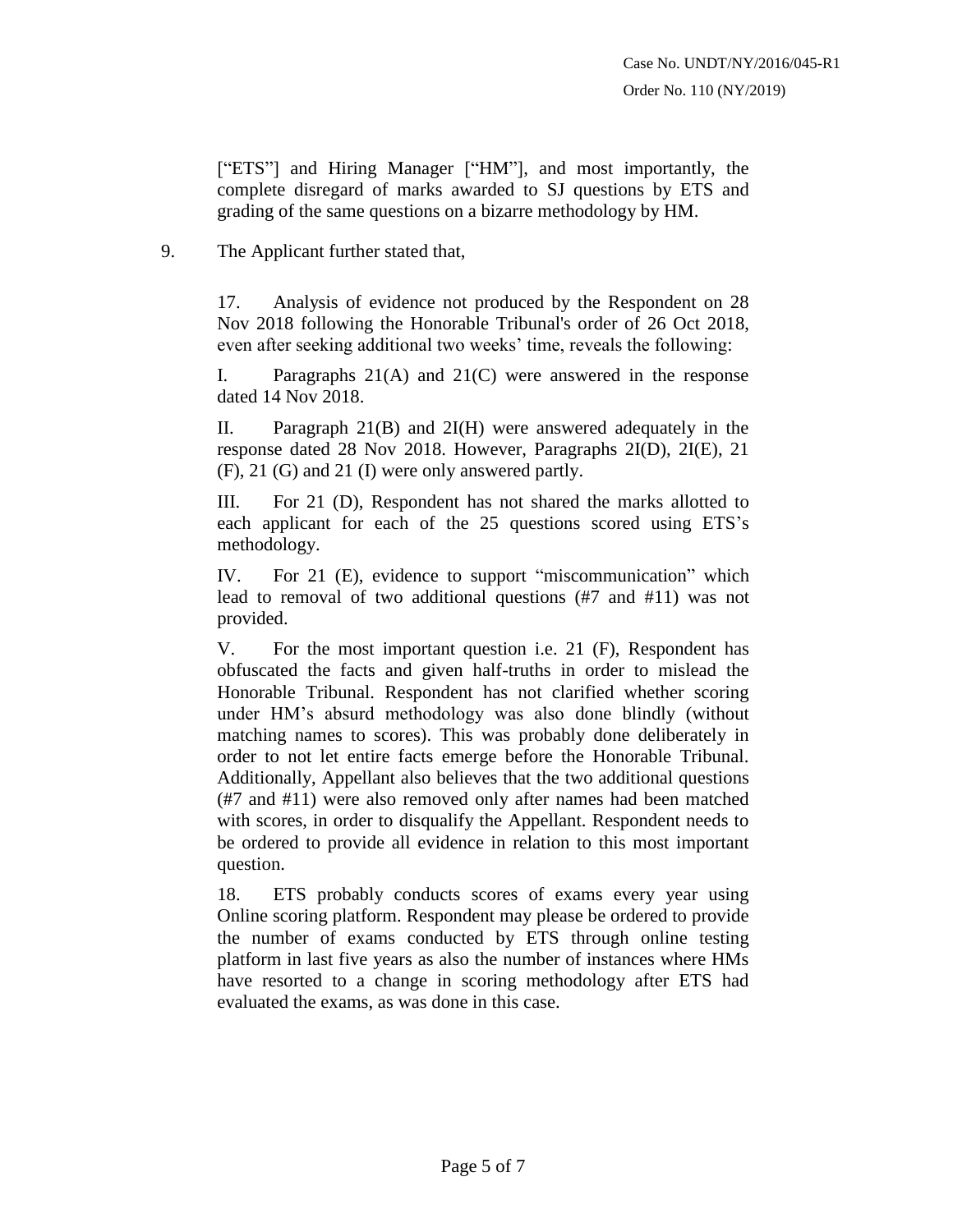["ETS"] and Hiring Manager ["HM"], and most importantly, the complete disregard of marks awarded to SJ questions by ETS and grading of the same questions on a bizarre methodology by HM.

9. The Applicant further stated that,

> 17. Analysis of evidence not produced by the Respondent on 28 Nov 2018 following the Honorable Tribunal's order of 26 Oct 2018, even after seeking additional two weeks' time, reveals the following:
>
> I. Paragraphs 21(A) and 21(C) were answered in the response dated 14 Nov 2018.
>
> II. Paragraph 21(B) and 2I(H) were answered adequately in the response dated 28 Nov 2018. However, Paragraphs 2I(D), 2I(E), 21 (F), 21 (G) and 21 (I) were only answered partly.
>
> III. For 21 (D), Respondent has not shared the marks allotted to each applicant for each of the 25 questions scored using ETS's methodology.
>
> IV. For 21 (E), evidence to support "miscommunication" which lead to removal of two additional questions (#7 and #11) was not provided.
>
> V. For the most important question i.e. 21 (F), Respondent has obfuscated the facts and given half-truths in order to mislead the Honorable Tribunal. Respondent has not clarified whether scoring under HM's absurd methodology was also done blindly (without matching names to scores). This was probably done deliberately in order to not let entire facts emerge before the Honorable Tribunal. Additionally, Appellant also believes that the two additional questions (#7 and #11) were also removed only after names had been matched with scores, in order to disqualify the Appellant. Respondent needs to be ordered to provide all evidence in relation to this most important question.
>
> 18. ETS probably conducts scores of exams every year using Online scoring platform. Respondent may please be ordered to provide the number of exams conducted by ETS through online testing platform in last five years as also the number of instances where HMs have resorted to a change in scoring methodology after ETS had evaluated the exams, as was done in this case.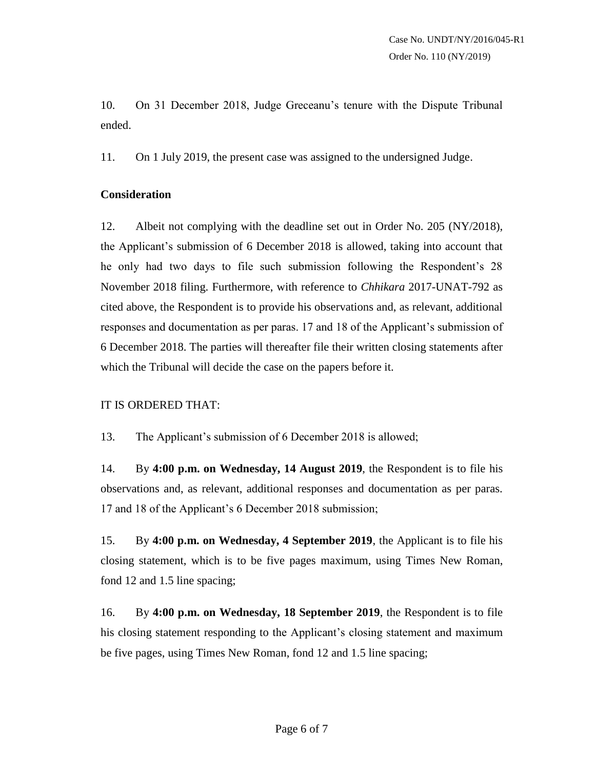10. On 31 December 2018, Judge Greceanu's tenure with the Dispute Tribunal ended.

11. On 1 July 2019, the present case was assigned to the undersigned Judge.

**Consideration**

12. Albeit not complying with the deadline set out in Order No. 205 (NY/2018), the Applicant's submission of 6 December 2018 is allowed, taking into account that he only had two days to file such submission following the Respondent's 28 November 2018 filing. Furthermore, with reference to *Chhikara* 2017-UNAT-792 as cited above, the Respondent is to provide his observations and, as relevant, additional responses and documentation as per paras. 17 and 18 of the Applicant's submission of 6 December 2018. The parties will thereafter file their written closing statements after which the Tribunal will decide the case on the papers before it.

IT IS ORDERED THAT:

13. The Applicant's submission of 6 December 2018 is allowed;

14. By **4:00 p.m. on Wednesday, 14 August 2019**, the Respondent is to file his observations and, as relevant, additional responses and documentation as per paras. 17 and 18 of the Applicant's 6 December 2018 submission;

15. By **4:00 p.m. on Wednesday, 4 September 2019**, the Applicant is to file his closing statement, which is to be five pages maximum, using Times New Roman, fond 12 and 1.5 line spacing;

16. By **4:00 p.m. on Wednesday, 18 September 2019**, the Respondent is to file his closing statement responding to the Applicant's closing statement and maximum be five pages, using Times New Roman, fond 12 and 1.5 line spacing;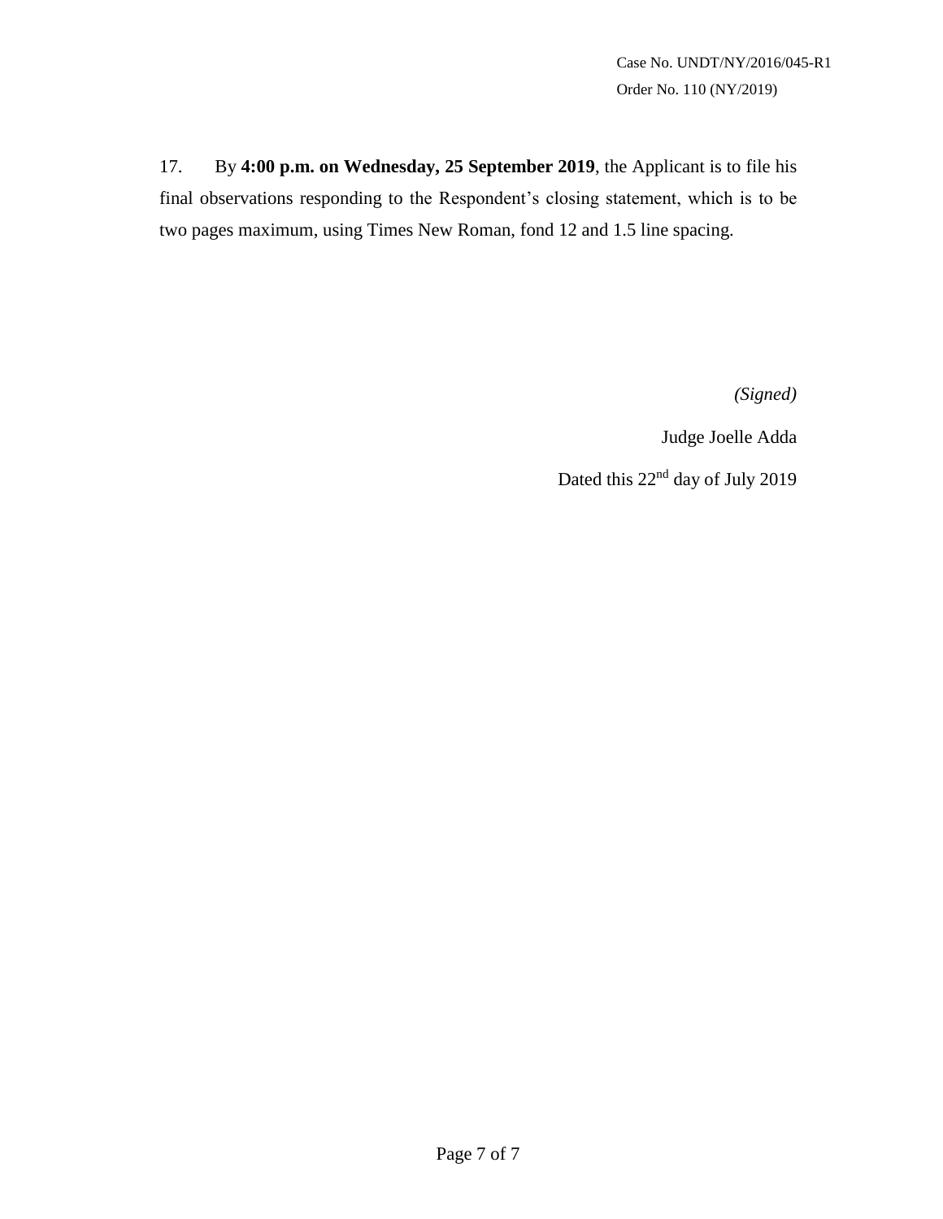17. By **4:00 p.m. on Wednesday, 25 September 2019**, the Applicant is to file his final observations responding to the Respondent's closing statement, which is to be two pages maximum, using Times New Roman, fond 12 and 1.5 line spacing.

*(Signed)*

Judge Joelle Adda

Dated this 22nd day of July 2019